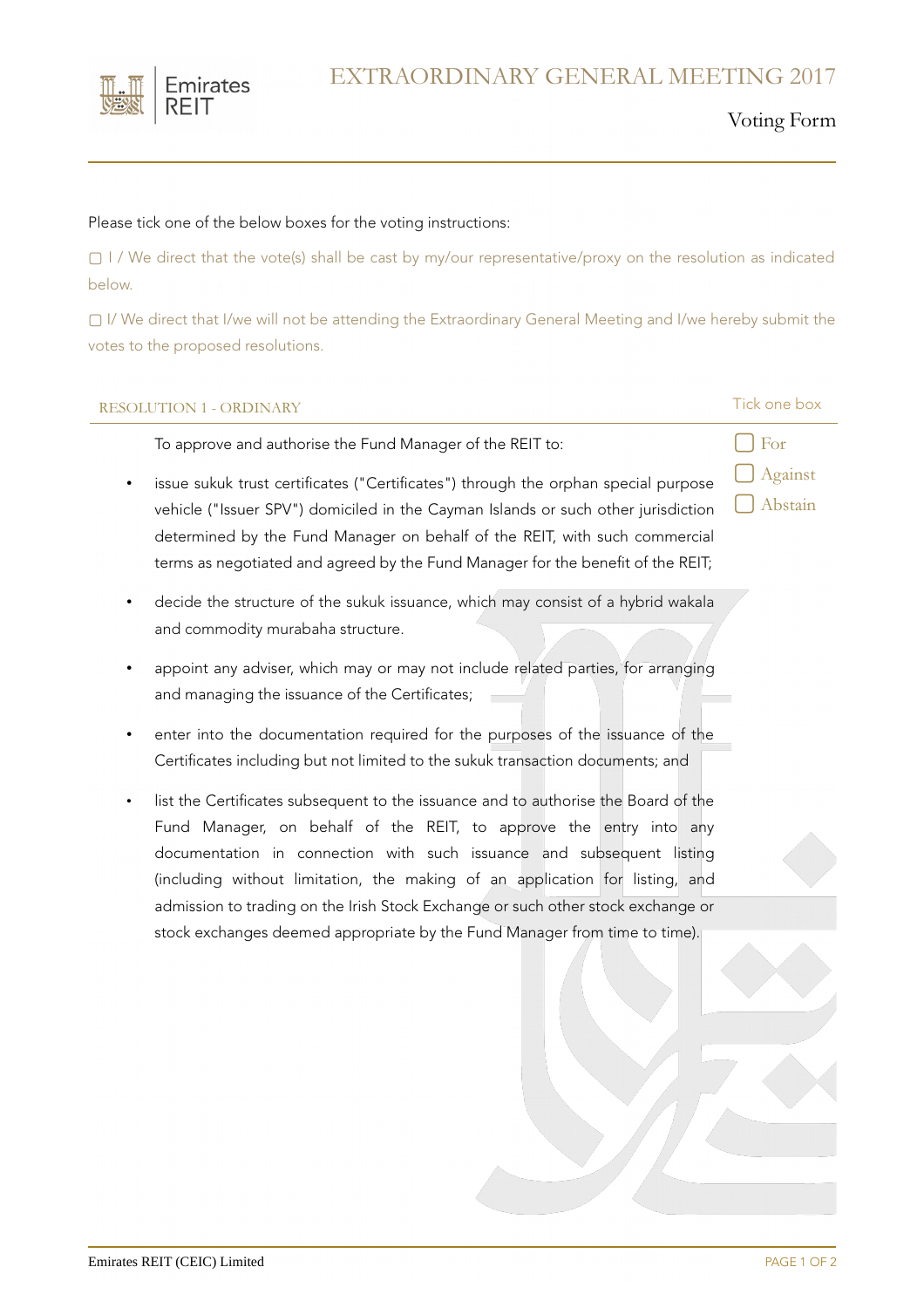# EXTRAORDINARY GENERAL MEETING 2017

## Voting Form

Please tick one of the below boxes for the voting instructions:

☐ I / We direct that the vote(s) shall be cast by my/our representative/proxy on the resolution as indicated below.

☐ I/ We direct that I/we will not be attending the Extraordinary General Meeting and I/we hereby submit the votes to the proposed resolutions.

### RESOLUTION 1 - ORDINARY

Tick one box

☐ For
☐ Against
☐ Abstain

To approve and authorise the Fund Manager of the REIT to:

- issue sukuk trust certificates ("Certificates") through the orphan special purpose vehicle ("Issuer SPV") domiciled in the Cayman Islands or such other jurisdiction determined by the Fund Manager on behalf of the REIT, with such commercial terms as negotiated and agreed by the Fund Manager for the benefit of the REIT;
- decide the structure of the sukuk issuance, which may consist of a hybrid wakala and commodity murabaha structure.
- appoint any adviser, which may or may not include related parties, for arranging and managing the issuance of the Certificates;
- enter into the documentation required for the purposes of the issuance of the Certificates including but not limited to the sukuk transaction documents; and
- list the Certificates subsequent to the issuance and to authorise the Board of the Fund Manager, on behalf of the REIT, to approve the entry into any documentation in connection with such issuance and subsequent listing (including without limitation, the making of an application for listing, and admission to trading on the Irish Stock Exchange or such other stock exchange or stock exchanges deemed appropriate by the Fund Manager from time to time).

Emirates REIT (CEIC) Limited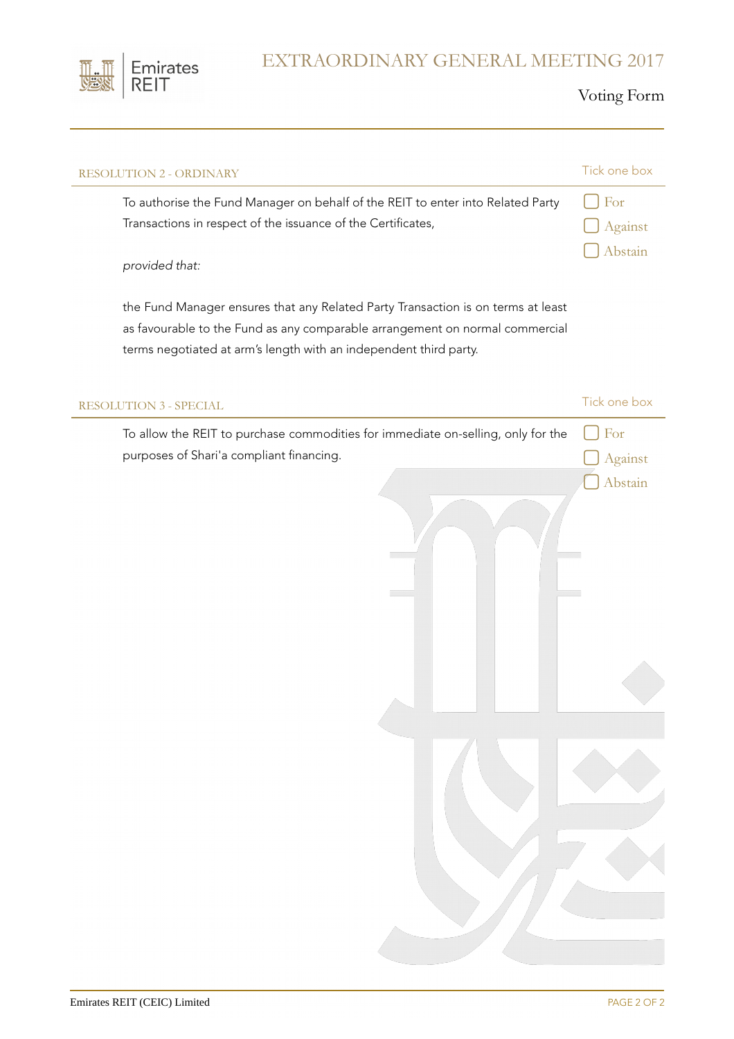## RESOLUTION 2 - ORDINARY

Tick one box

To authorise the Fund Manager on behalf of the REIT to enter into Related Party Transactions in respect of the issuance of the Certificates,

*provided that:*

the Fund Manager ensures that any Related Party Transaction is on terms at least as favourable to the Fund as any comparable arrangement on normal commercial terms negotiated at arm's length with an independent third party.

- ☐ For
- ☐ Against
- ☐ Abstain

## RESOLUTION 3 - SPECIAL

Tick one box

To allow the REIT to purchase commodities for immediate on-selling, only for the purposes of Shari'a compliant financing.

- ☐ For
- ☐ Against
- ☐ Abstain